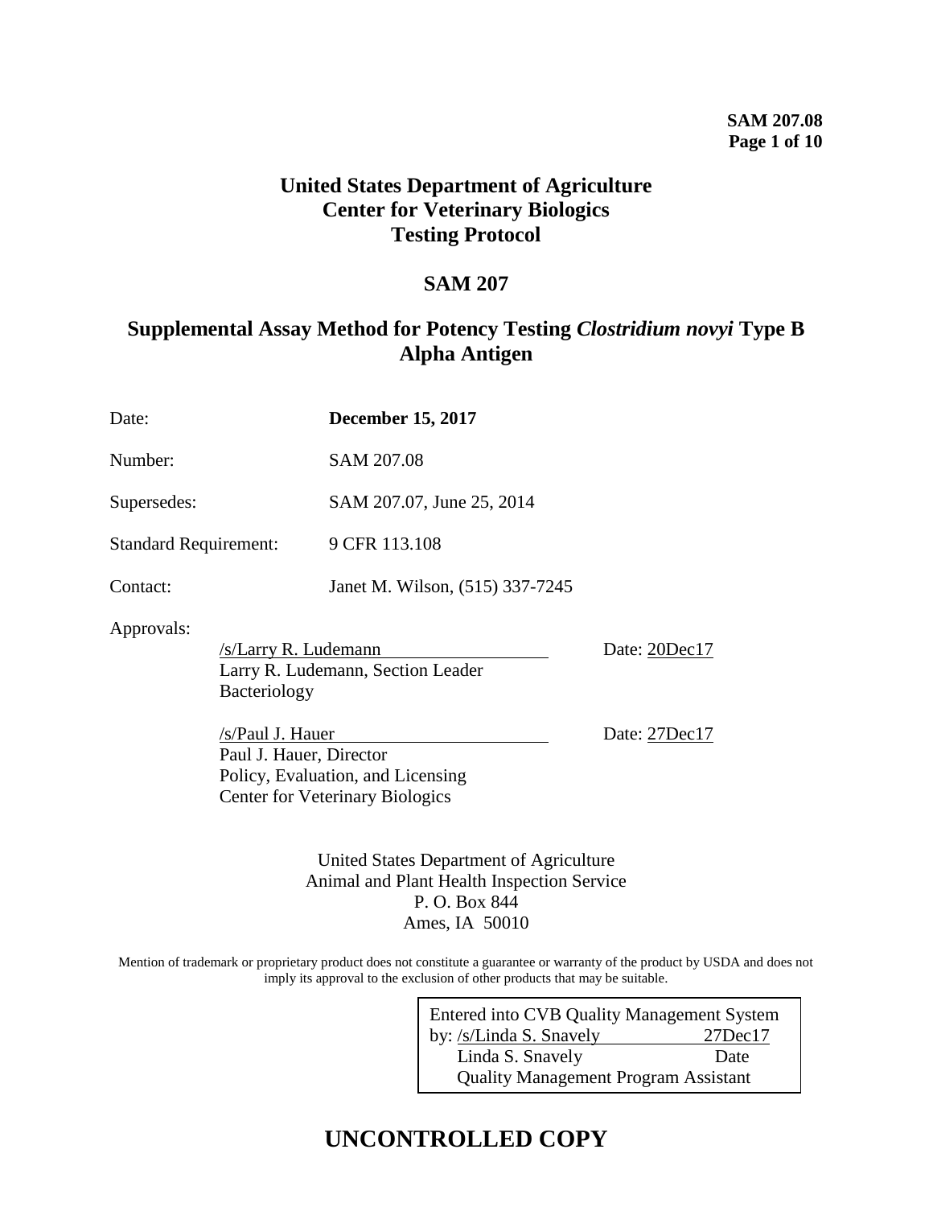# United States Department of Agriculture
# Center for Veterinary Biologics
# Testing Protocol

## SAM 207

## Supplemental Assay Method for Potency Testing *Clostridium novyi* Type B Alpha Antigen

Date: **December 15, 2017**

Number: SAM 207.08

Supersedes: SAM 207.07, June 25, 2014

Standard Requirement: 9 CFR 113.108

Contact: Janet M. Wilson, (515) 337-7245

Approvals:

/s/Larry R. Ludemann  Date: 20Dec17
Larry R. Ludemann, Section Leader
Bacteriology

/s/Paul J. Hauer  Date: 27Dec17
Paul J. Hauer, Director
Policy, Evaluation, and Licensing
Center for Veterinary Biologics

United States Department of Agriculture
Animal and Plant Health Inspection Service
P. O. Box 844
Ames, IA 50010

Mention of trademark or proprietary product does not constitute a guarantee or warranty of the product by USDA and does not imply its approval to the exclusion of other products that may be suitable.

Entered into CVB Quality Management System
by: /s/Linda S. Snavely 27Dec17
Linda S. Snavely Date
Quality Management Program Assistant

**UNCONTROLLED COPY**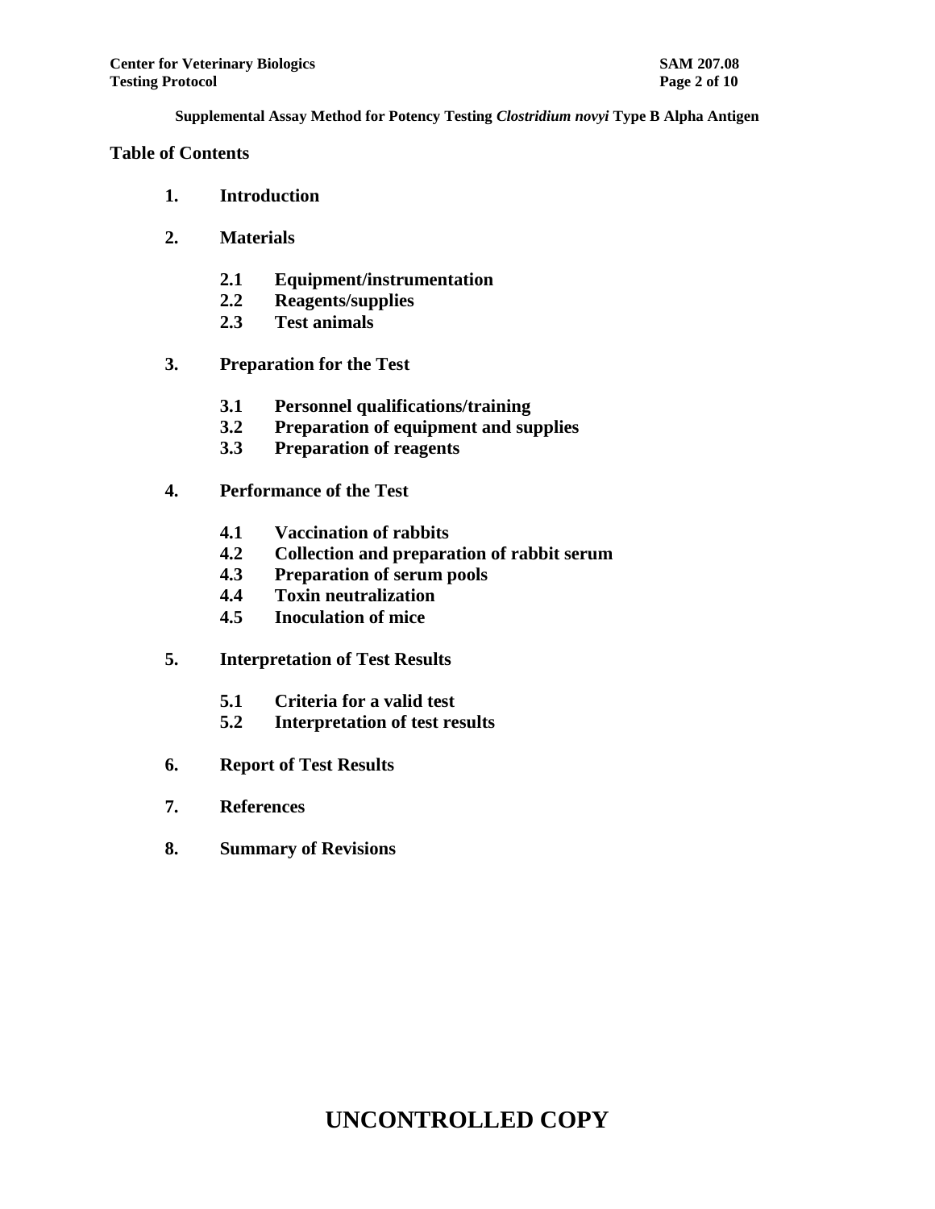Supplemental Assay Method for Potency Testing *Clostridium novyi* Type B Alpha Antigen

## Table of Contents

**1. Introduction**

**2. Materials**

- **2.1 Equipment/instrumentation**
- **2.2 Reagents/supplies**
- **2.3 Test animals**

**3. Preparation for the Test**

- **3.1 Personnel qualifications/training**
- **3.2 Preparation of equipment and supplies**
- **3.3 Preparation of reagents**

**4. Performance of the Test**

- **4.1 Vaccination of rabbits**
- **4.2 Collection and preparation of rabbit serum**
- **4.3 Preparation of serum pools**
- **4.4 Toxin neutralization**
- **4.5 Inoculation of mice**

**5. Interpretation of Test Results**

- **5.1 Criteria for a valid test**
- **5.2 Interpretation of test results**

**6. Report of Test Results**

**7. References**

**8. Summary of Revisions**

**UNCONTROLLED COPY**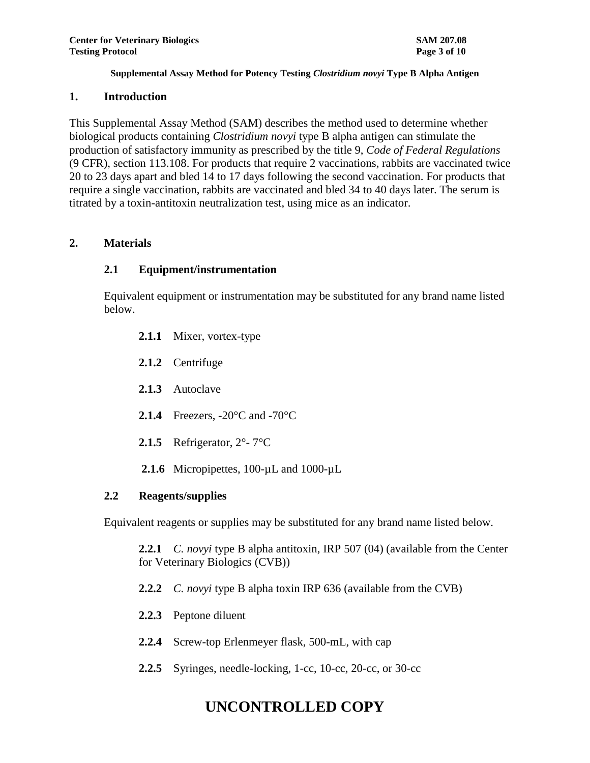**Supplemental Assay Method for Potency Testing *Clostridium novyi* Type B Alpha Antigen**

## 1. Introduction

This Supplemental Assay Method (SAM) describes the method used to determine whether biological products containing *Clostridium novyi* type B alpha antigen can stimulate the production of satisfactory immunity as prescribed by the title 9, *Code of Federal Regulations* (9 CFR), section 113.108. For products that require 2 vaccinations, rabbits are vaccinated twice 20 to 23 days apart and bled 14 to 17 days following the second vaccination. For products that require a single vaccination, rabbits are vaccinated and bled 34 to 40 days later. The serum is titrated by a toxin-antitoxin neutralization test, using mice as an indicator.

## 2. Materials

### 2.1 Equipment/instrumentation

Equivalent equipment or instrumentation may be substituted for any brand name listed below.

**2.1.1** Mixer, vortex-type

**2.1.2** Centrifuge

**2.1.3** Autoclave

**2.1.4** Freezers, -20°C and -70°C

**2.1.5** Refrigerator, 2°- 7°C

**2.1.6** Micropipettes, 100-µL and 1000-µL

### 2.2 Reagents/supplies

Equivalent reagents or supplies may be substituted for any brand name listed below.

**2.2.1** *C. novyi* type B alpha antitoxin, IRP 507 (04) (available from the Center for Veterinary Biologics (CVB))

**2.2.2** *C. novyi* type B alpha toxin IRP 636 (available from the CVB)

**2.2.3** Peptone diluent

**2.2.4** Screw-top Erlenmeyer flask, 500-mL, with cap

**2.2.5** Syringes, needle-locking, 1-cc, 10-cc, 20-cc, or 30-cc

**UNCONTROLLED COPY**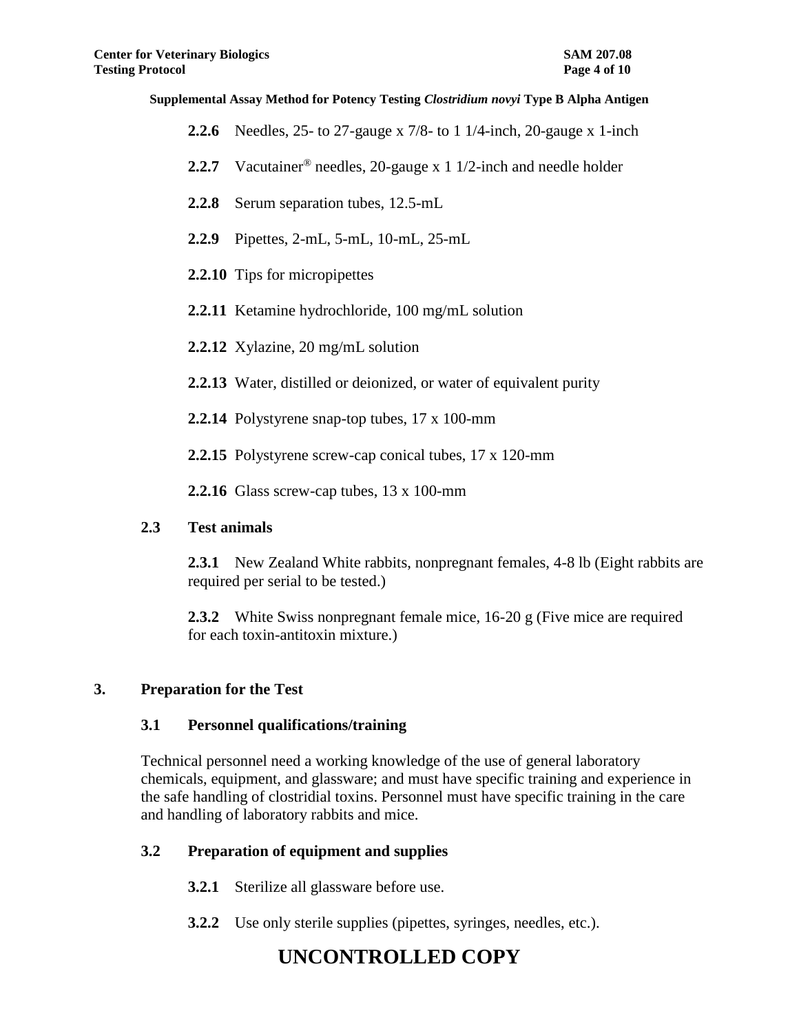**2.2.6** Needles, 25- to 27-gauge x 7/8- to 1 1/4-inch, 20-gauge x 1-inch

**2.2.7** Vacutainer® needles, 20-gauge x 1 1/2-inch and needle holder

**2.2.8** Serum separation tubes, 12.5-mL

**2.2.9** Pipettes, 2-mL, 5-mL, 10-mL, 25-mL

**2.2.10** Tips for micropipettes

**2.2.11** Ketamine hydrochloride, 100 mg/mL solution

**2.2.12** Xylazine, 20 mg/mL solution

**2.2.13** Water, distilled or deionized, or water of equivalent purity

**2.2.14** Polystyrene snap-top tubes, 17 x 100-mm

**2.2.15** Polystyrene screw-cap conical tubes, 17 x 120-mm

**2.2.16** Glass screw-cap tubes, 13 x 100-mm

### 2.3 Test animals

**2.3.1** New Zealand White rabbits, nonpregnant females, 4-8 lb (Eight rabbits are required per serial to be tested.)

**2.3.2** White Swiss nonpregnant female mice, 16-20 g (Five mice are required for each toxin-antitoxin mixture.)

## 3. Preparation for the Test

### 3.1 Personnel qualifications/training

Technical personnel need a working knowledge of the use of general laboratory chemicals, equipment, and glassware; and must have specific training and experience in the safe handling of clostridial toxins. Personnel must have specific training in the care and handling of laboratory rabbits and mice.

### 3.2 Preparation of equipment and supplies

**3.2.1** Sterilize all glassware before use.

**3.2.2** Use only sterile supplies (pipettes, syringes, needles, etc.).

**UNCONTROLLED COPY**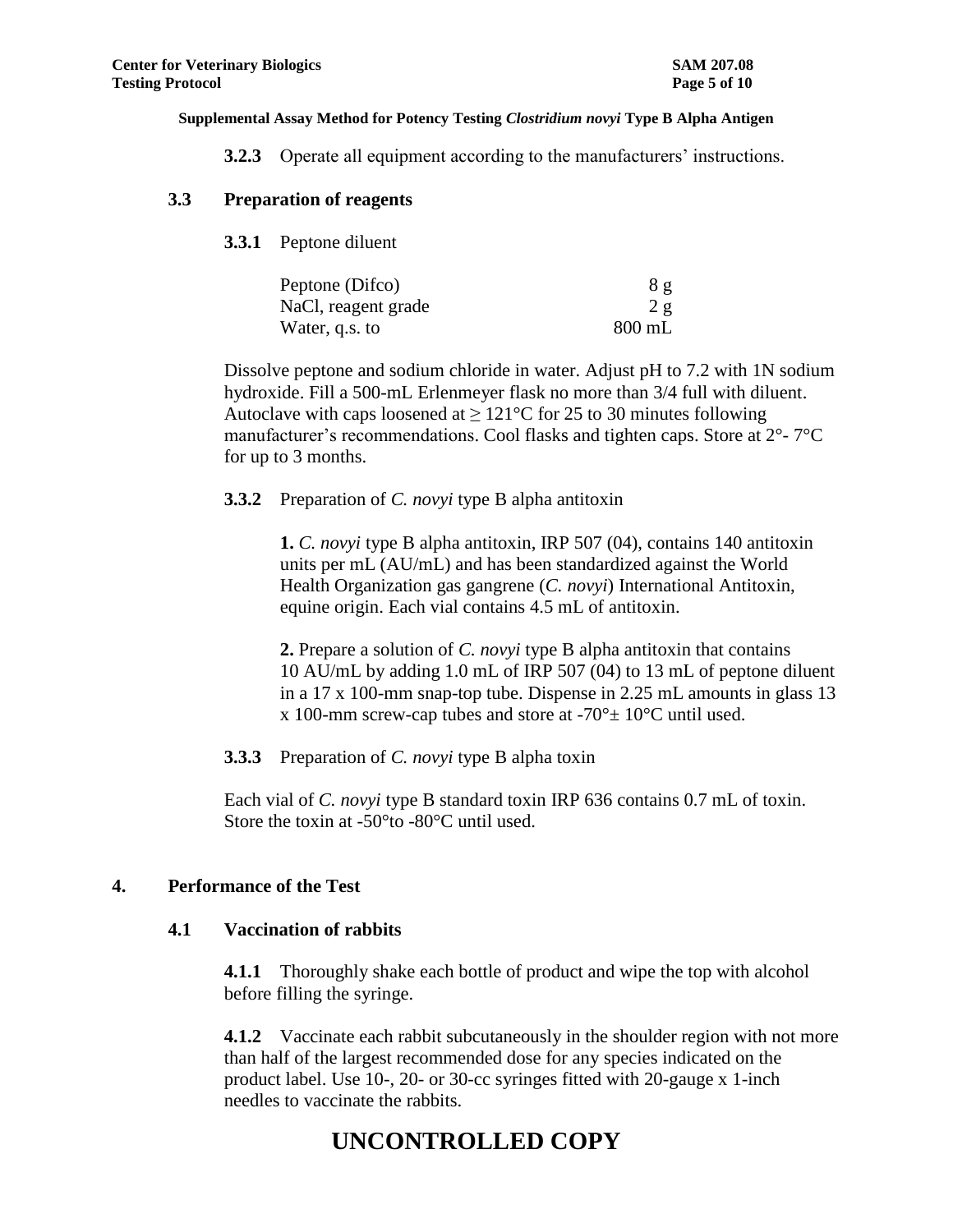**3.2.3** Operate all equipment according to the manufacturers' instructions.

### 3.3 Preparation of reagents

**3.3.1** Peptone diluent

| | |
|---|---|
| Peptone (Difco) | 8 g |
| NaCl, reagent grade | 2 g |
| Water, q.s. to | 800 mL |

Dissolve peptone and sodium chloride in water. Adjust pH to 7.2 with 1N sodium hydroxide. Fill a 500-mL Erlenmeyer flask no more than 3/4 full with diluent. Autoclave with caps loosened at ≥ 121°C for 25 to 30 minutes following manufacturer's recommendations. Cool flasks and tighten caps. Store at 2°- 7°C for up to 3 months.

**3.3.2** Preparation of *C. novyi* type B alpha antitoxin

**1.** *C. novyi* type B alpha antitoxin, IRP 507 (04), contains 140 antitoxin units per mL (AU/mL) and has been standardized against the World Health Organization gas gangrene (*C. novyi*) International Antitoxin, equine origin. Each vial contains 4.5 mL of antitoxin.

**2.** Prepare a solution of *C. novyi* type B alpha antitoxin that contains 10 AU/mL by adding 1.0 mL of IRP 507 (04) to 13 mL of peptone diluent in a 17 x 100-mm snap-top tube. Dispense in 2.25 mL amounts in glass 13 x 100-mm screw-cap tubes and store at -70°± 10°C until used.

**3.3.3** Preparation of *C. novyi* type B alpha toxin

Each vial of *C. novyi* type B standard toxin IRP 636 contains 0.7 mL of toxin. Store the toxin at -50°to -80°C until used.

## 4. Performance of the Test

### 4.1 Vaccination of rabbits

**4.1.1** Thoroughly shake each bottle of product and wipe the top with alcohol before filling the syringe.

**4.1.2** Vaccinate each rabbit subcutaneously in the shoulder region with not more than half of the largest recommended dose for any species indicated on the product label. Use 10-, 20- or 30-cc syringes fitted with 20-gauge x 1-inch needles to vaccinate the rabbits.

**UNCONTROLLED COPY**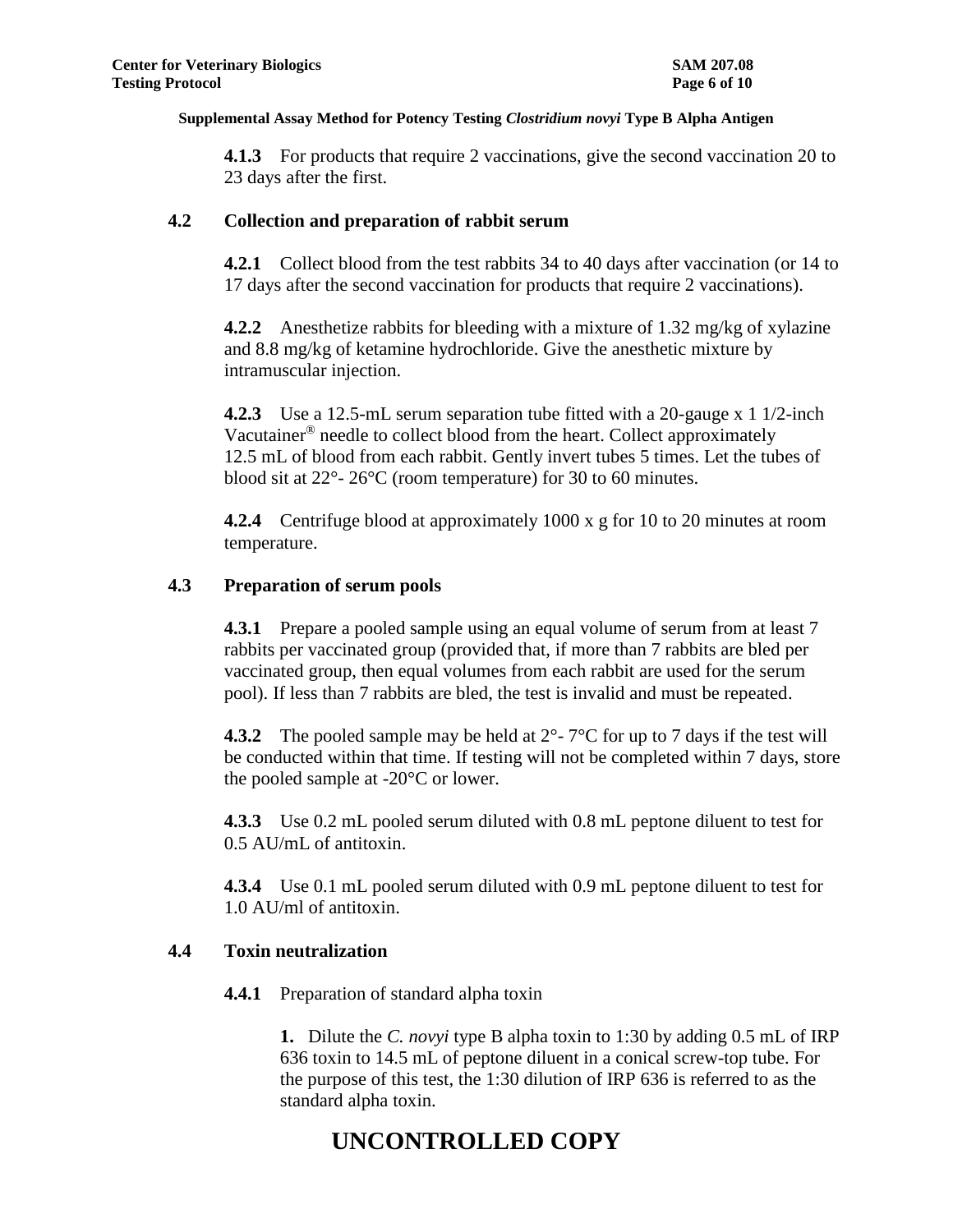**4.1.3** For products that require 2 vaccinations, give the second vaccination 20 to 23 days after the first.

## 4.2 Collection and preparation of rabbit serum

**4.2.1** Collect blood from the test rabbits 34 to 40 days after vaccination (or 14 to 17 days after the second vaccination for products that require 2 vaccinations).

**4.2.2** Anesthetize rabbits for bleeding with a mixture of 1.32 mg/kg of xylazine and 8.8 mg/kg of ketamine hydrochloride. Give the anesthetic mixture by intramuscular injection.

**4.2.3** Use a 12.5-mL serum separation tube fitted with a 20-gauge x 1 1/2-inch Vacutainer® needle to collect blood from the heart. Collect approximately 12.5 mL of blood from each rabbit. Gently invert tubes 5 times. Let the tubes of blood sit at 22°- 26°C (room temperature) for 30 to 60 minutes.

**4.2.4** Centrifuge blood at approximately 1000 x g for 10 to 20 minutes at room temperature.

## 4.3 Preparation of serum pools

**4.3.1** Prepare a pooled sample using an equal volume of serum from at least 7 rabbits per vaccinated group (provided that, if more than 7 rabbits are bled per vaccinated group, then equal volumes from each rabbit are used for the serum pool). If less than 7 rabbits are bled, the test is invalid and must be repeated.

**4.3.2** The pooled sample may be held at 2°- 7°C for up to 7 days if the test will be conducted within that time. If testing will not be completed within 7 days, store the pooled sample at -20°C or lower.

**4.3.3** Use 0.2 mL pooled serum diluted with 0.8 mL peptone diluent to test for 0.5 AU/mL of antitoxin.

**4.3.4** Use 0.1 mL pooled serum diluted with 0.9 mL peptone diluent to test for 1.0 AU/ml of antitoxin.

## 4.4 Toxin neutralization

**4.4.1** Preparation of standard alpha toxin

**1.** Dilute the *C. novyi* type B alpha toxin to 1:30 by adding 0.5 mL of IRP 636 toxin to 14.5 mL of peptone diluent in a conical screw-top tube. For the purpose of this test, the 1:30 dilution of IRP 636 is referred to as the standard alpha toxin.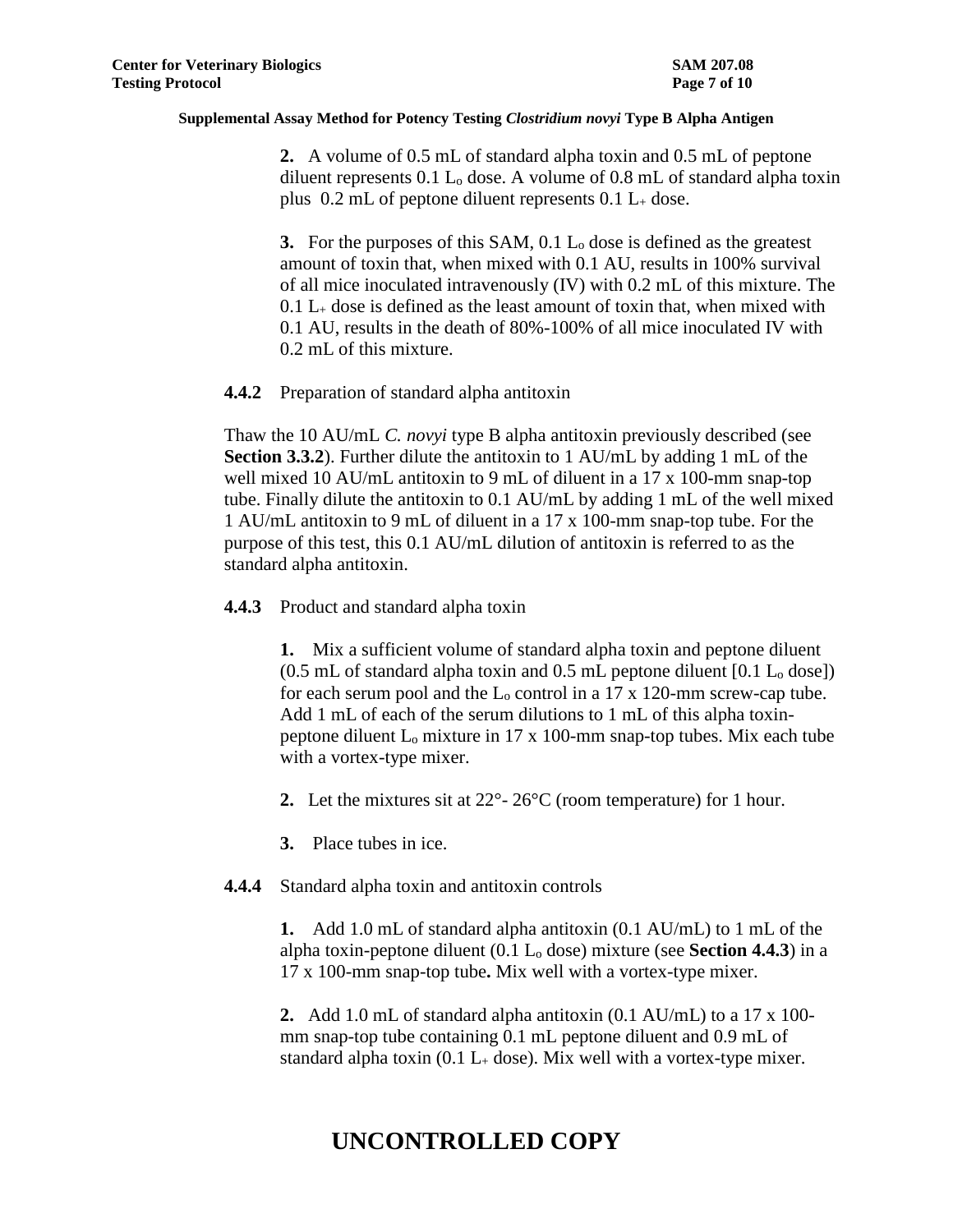**2.** A volume of 0.5 mL of standard alpha toxin and 0.5 mL of peptone diluent represents 0.1 $L_o$ dose. A volume of 0.8 mL of standard alpha toxin plus 0.2 mL of peptone diluent represents 0.1 $L_+$ dose.

**3.** For the purposes of this SAM, 0.1 $L_o$ dose is defined as the greatest amount of toxin that, when mixed with 0.1 AU, results in 100% survival of all mice inoculated intravenously (IV) with 0.2 mL of this mixture. The 0.1 $L_+$ dose is defined as the least amount of toxin that, when mixed with 0.1 AU, results in the death of 80%-100% of all mice inoculated IV with 0.2 mL of this mixture.

**4.4.2** Preparation of standard alpha antitoxin

Thaw the 10 AU/mL *C. novyi* type B alpha antitoxin previously described (see **Section 3.3.2**). Further dilute the antitoxin to 1 AU/mL by adding 1 mL of the well mixed 10 AU/mL antitoxin to 9 mL of diluent in a 17 x 100-mm snap-top tube. Finally dilute the antitoxin to 0.1 AU/mL by adding 1 mL of the well mixed 1 AU/mL antitoxin to 9 mL of diluent in a 17 x 100-mm snap-top tube. For the purpose of this test, this 0.1 AU/mL dilution of antitoxin is referred to as the standard alpha antitoxin.

**4.4.3** Product and standard alpha toxin

**1.** Mix a sufficient volume of standard alpha toxin and peptone diluent (0.5 mL of standard alpha toxin and 0.5 mL peptone diluent [0.1 $L_o$ dose]) for each serum pool and the $L_o$ control in a 17 x 120-mm screw-cap tube. Add 1 mL of each of the serum dilutions to 1 mL of this alpha toxin-peptone diluent $L_o$ mixture in 17 x 100-mm snap-top tubes. Mix each tube with a vortex-type mixer.

**2.** Let the mixtures sit at 22°- 26°C (room temperature) for 1 hour.

**3.** Place tubes in ice.

**4.4.4** Standard alpha toxin and antitoxin controls

**1.** Add 1.0 mL of standard alpha antitoxin (0.1 AU/mL) to 1 mL of the alpha toxin-peptone diluent (0.1 $L_o$ dose) mixture (see **Section 4.4.3**) in a 17 x 100-mm snap-top tube**.** Mix well with a vortex-type mixer.

**2.** Add 1.0 mL of standard alpha antitoxin (0.1 AU/mL) to a 17 x 100-mm snap-top tube containing 0.1 mL peptone diluent and 0.9 mL of standard alpha toxin (0.1 $L_+$ dose). Mix well with a vortex-type mixer.

# UNCONTROLLED COPY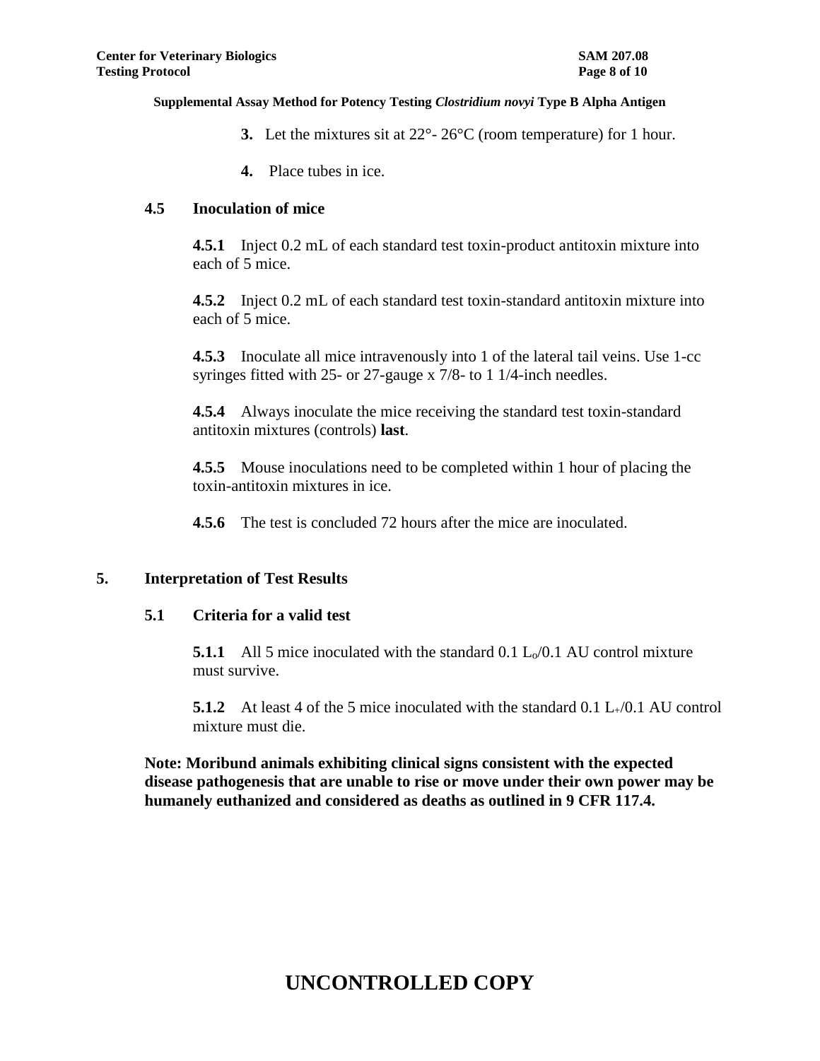**3.** Let the mixtures sit at 22°- 26°C (room temperature) for 1 hour.

**4.** Place tubes in ice.

### 4.5 Inoculation of mice

**4.5.1** Inject 0.2 mL of each standard test toxin-product antitoxin mixture into each of 5 mice.

**4.5.2** Inject 0.2 mL of each standard test toxin-standard antitoxin mixture into each of 5 mice.

**4.5.3** Inoculate all mice intravenously into 1 of the lateral tail veins. Use 1-cc syringes fitted with 25- or 27-gauge x 7/8- to 1 1/4-inch needles.

**4.5.4** Always inoculate the mice receiving the standard test toxin-standard antitoxin mixtures (controls) **last**.

**4.5.5** Mouse inoculations need to be completed within 1 hour of placing the toxin-antitoxin mixtures in ice.

**4.5.6** The test is concluded 72 hours after the mice are inoculated.

## 5. Interpretation of Test Results

### 5.1 Criteria for a valid test

**5.1.1** All 5 mice inoculated with the standard 0.1 $L_o$/0.1 AU control mixture must survive.

**5.1.2** At least 4 of the 5 mice inoculated with the standard 0.1 $L_+$/0.1 AU control mixture must die.

**Note: Moribund animals exhibiting clinical signs consistent with the expected disease pathogenesis that are unable to rise or move under their own power may be humanely euthanized and considered as deaths as outlined in 9 CFR 117.4.**

**UNCONTROLLED COPY**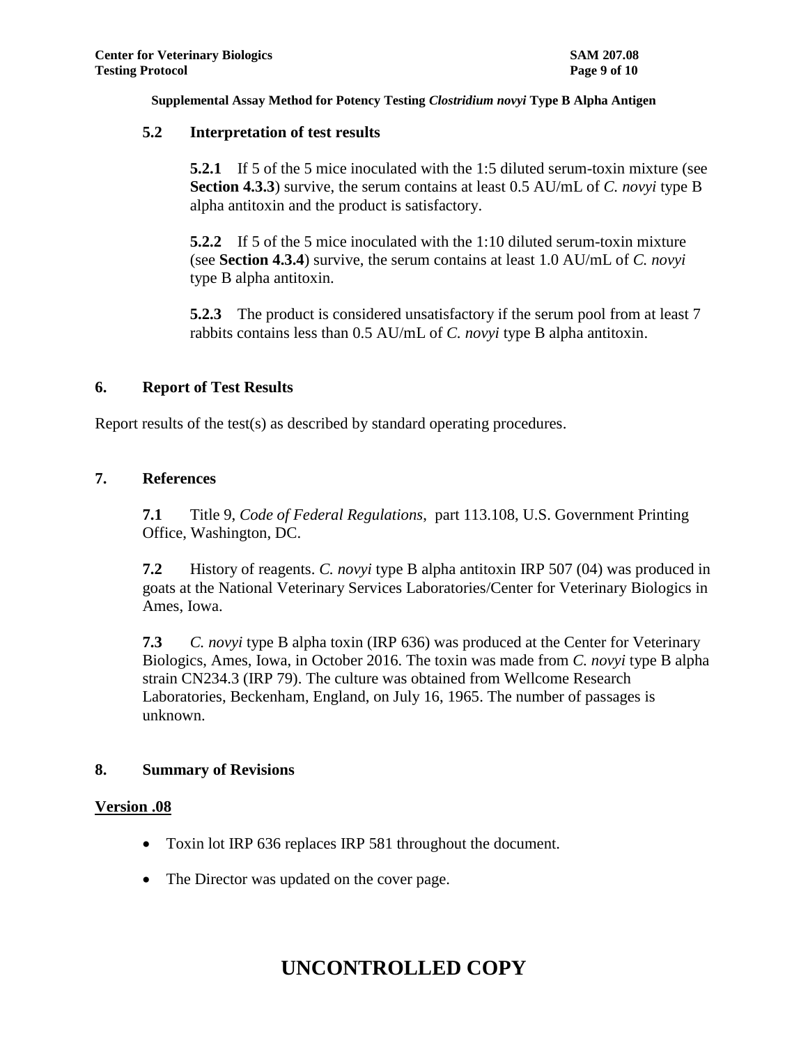### 5.2 Interpretation of test results

**5.2.1** If 5 of the 5 mice inoculated with the 1:5 diluted serum-toxin mixture (see **Section 4.3.3**) survive, the serum contains at least 0.5 AU/mL of *C. novyi* type B alpha antitoxin and the product is satisfactory.

**5.2.2** If 5 of the 5 mice inoculated with the 1:10 diluted serum-toxin mixture (see **Section 4.3.4**) survive, the serum contains at least 1.0 AU/mL of *C. novyi* type B alpha antitoxin.

**5.2.3** The product is considered unsatisfactory if the serum pool from at least 7 rabbits contains less than 0.5 AU/mL of *C. novyi* type B alpha antitoxin.

## 6. Report of Test Results

Report results of the test(s) as described by standard operating procedures.

## 7. References

**7.1** Title 9, *Code of Federal Regulations*, part 113.108, U.S. Government Printing Office, Washington, DC.

**7.2** History of reagents. *C. novyi* type B alpha antitoxin IRP 507 (04) was produced in goats at the National Veterinary Services Laboratories/Center for Veterinary Biologics in Ames, Iowa.

**7.3** *C. novyi* type B alpha toxin (IRP 636) was produced at the Center for Veterinary Biologics, Ames, Iowa, in October 2016. The toxin was made from *C. novyi* type B alpha strain CN234.3 (IRP 79). The culture was obtained from Wellcome Research Laboratories, Beckenham, England, on July 16, 1965. The number of passages is unknown.

## 8. Summary of Revisions

**Version .08**

- Toxin lot IRP 636 replaces IRP 581 throughout the document.
- The Director was updated on the cover page.

**UNCONTROLLED COPY**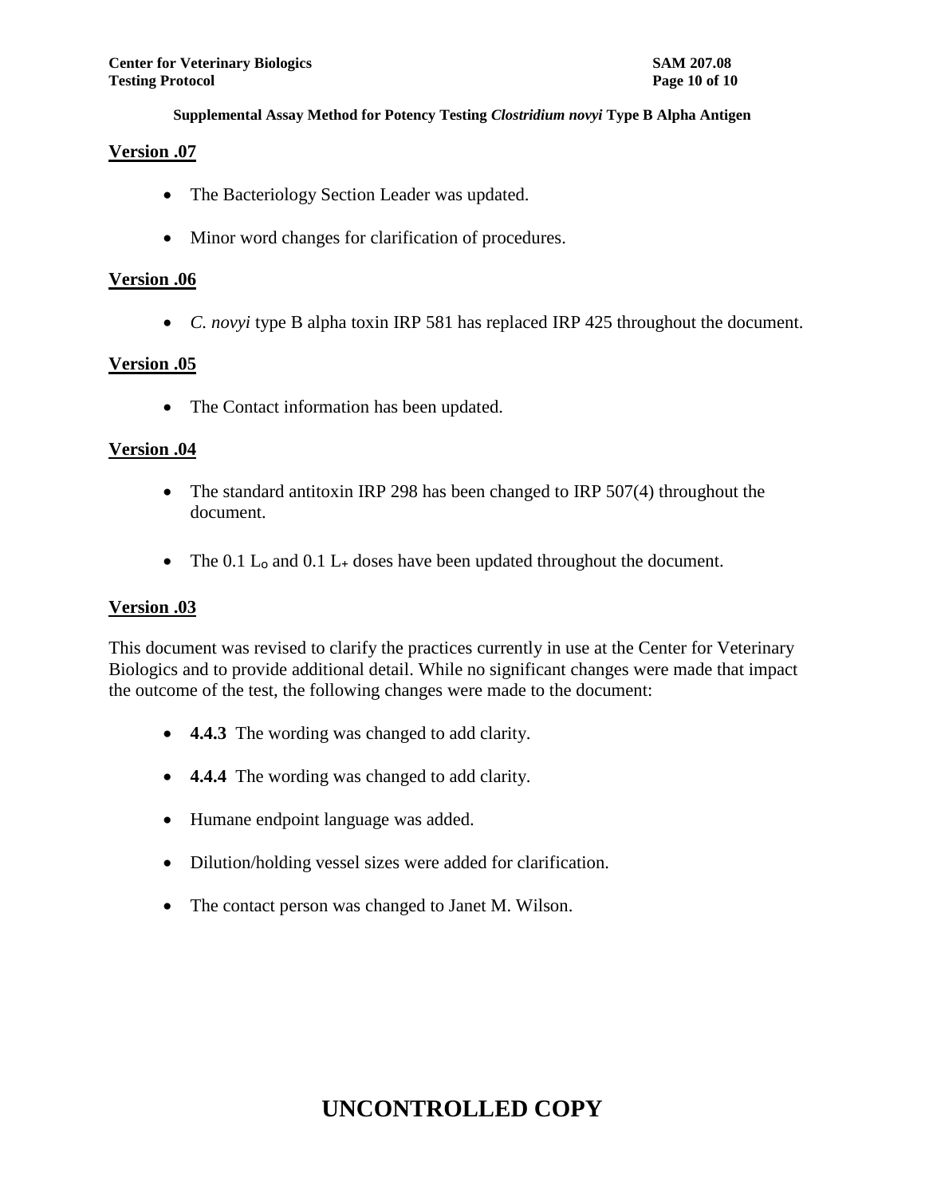**Version .07**

- The Bacteriology Section Leader was updated.
- Minor word changes for clarification of procedures.

**Version .06**

- *C. novyi* type B alpha toxin IRP 581 has replaced IRP 425 throughout the document.

**Version .05**

- The Contact information has been updated.

**Version .04**

- The standard antitoxin IRP 298 has been changed to IRP 507(4) throughout the document.
- The 0.1 $L_o$ and 0.1 $L_+$ doses have been updated throughout the document.

**Version .03**

This document was revised to clarify the practices currently in use at the Center for Veterinary Biologics and to provide additional detail. While no significant changes were made that impact the outcome of the test, the following changes were made to the document:

- **4.4.3** The wording was changed to add clarity.
- **4.4.4** The wording was changed to add clarity.
- Humane endpoint language was added.
- Dilution/holding vessel sizes were added for clarification.
- The contact person was changed to Janet M. Wilson.

# UNCONTROLLED COPY